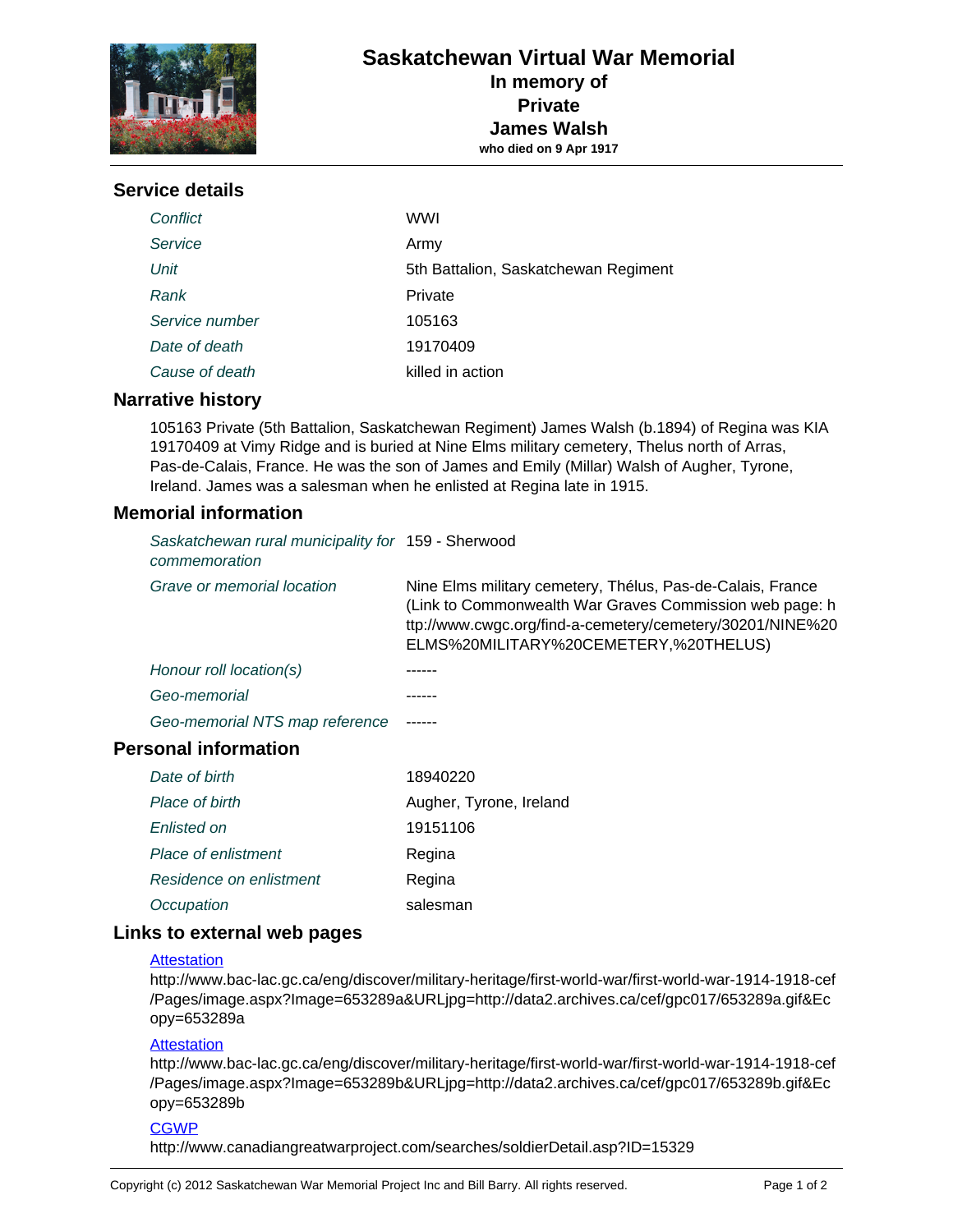# Saskatchewan Virtual War Memorial

**In memory of**
**Private**
**James Walsh**
**who died on 9 Apr 1917**

## Service details

| | |
|---|---|
| *Conflict* | WWI |
| *Service* | Army |
| *Unit* | 5th Battalion, Saskatchewan Regiment |
| *Rank* | Private |
| *Service number* | 105163 |
| *Date of death* | 19170409 |
| *Cause of death* | killed in action |

## Narrative history

105163 Private (5th Battalion, Saskatchewan Regiment) James Walsh (b.1894) of Regina was KIA 19170409 at Vimy Ridge and is buried at Nine Elms military cemetery, Thelus north of Arras, Pas-de-Calais, France. He was the son of James and Emily (Millar) Walsh of Augher, Tyrone, Ireland. James was a salesman when he enlisted at Regina late in 1915.

## Memorial information

| | |
|---|---|
| *Saskatchewan rural municipality for commemoration* | 159 - Sherwood |
| *Grave or memorial location* | Nine Elms military cemetery, Thélus, Pas-de-Calais, France (Link to Commonwealth War Graves Commission web page: http://www.cwgc.org/find-a-cemetery/cemetery/30201/NINE%20ELMS%20MILITARY%20CEMETERY,%20THELUS) |
| *Honour roll location(s)* | ------ |
| *Geo-memorial* | ------ |
| *Geo-memorial NTS map reference* | ------ |

## Personal information

| | |
|---|---|
| *Date of birth* | 18940220 |
| *Place of birth* | Augher, Tyrone, Ireland |
| *Enlisted on* | 19151106 |
| *Place of enlistment* | Regina |
| *Residence on enlistment* | Regina |
| *Occupation* | salesman |

## Links to external web pages

[Attestation](http://www.bac-lac.gc.ca/eng/discover/military-heritage/first-world-war/first-world-war-1914-1918-cef/Pages/image.aspx?Image=653289a&URLjpg=http://data2.archives.ca/cef/gpc017/653289a.gif&Ecopy=653289a)
http://www.bac-lac.gc.ca/eng/discover/military-heritage/first-world-war/first-world-war-1914-1918-cef/Pages/image.aspx?Image=653289a&URLjpg=http://data2.archives.ca/cef/gpc017/653289a.gif&Ecopy=653289a

[Attestation](http://www.bac-lac.gc.ca/eng/discover/military-heritage/first-world-war/first-world-war-1914-1918-cef/Pages/image.aspx?Image=653289b&URLjpg=http://data2.archives.ca/cef/gpc017/653289b.gif&Ecopy=653289b)
http://www.bac-lac.gc.ca/eng/discover/military-heritage/first-world-war/first-world-war-1914-1918-cef/Pages/image.aspx?Image=653289b&URLjpg=http://data2.archives.ca/cef/gpc017/653289b.gif&Ecopy=653289b

[CGWP](http://www.canadiangreatwarproject.com/searches/soldierDetail.asp?ID=15329)
http://www.canadiangreatwarproject.com/searches/soldierDetail.asp?ID=15329

Copyright (c) 2012 Saskatchewan War Memorial Project Inc and Bill Barry. All rights reserved.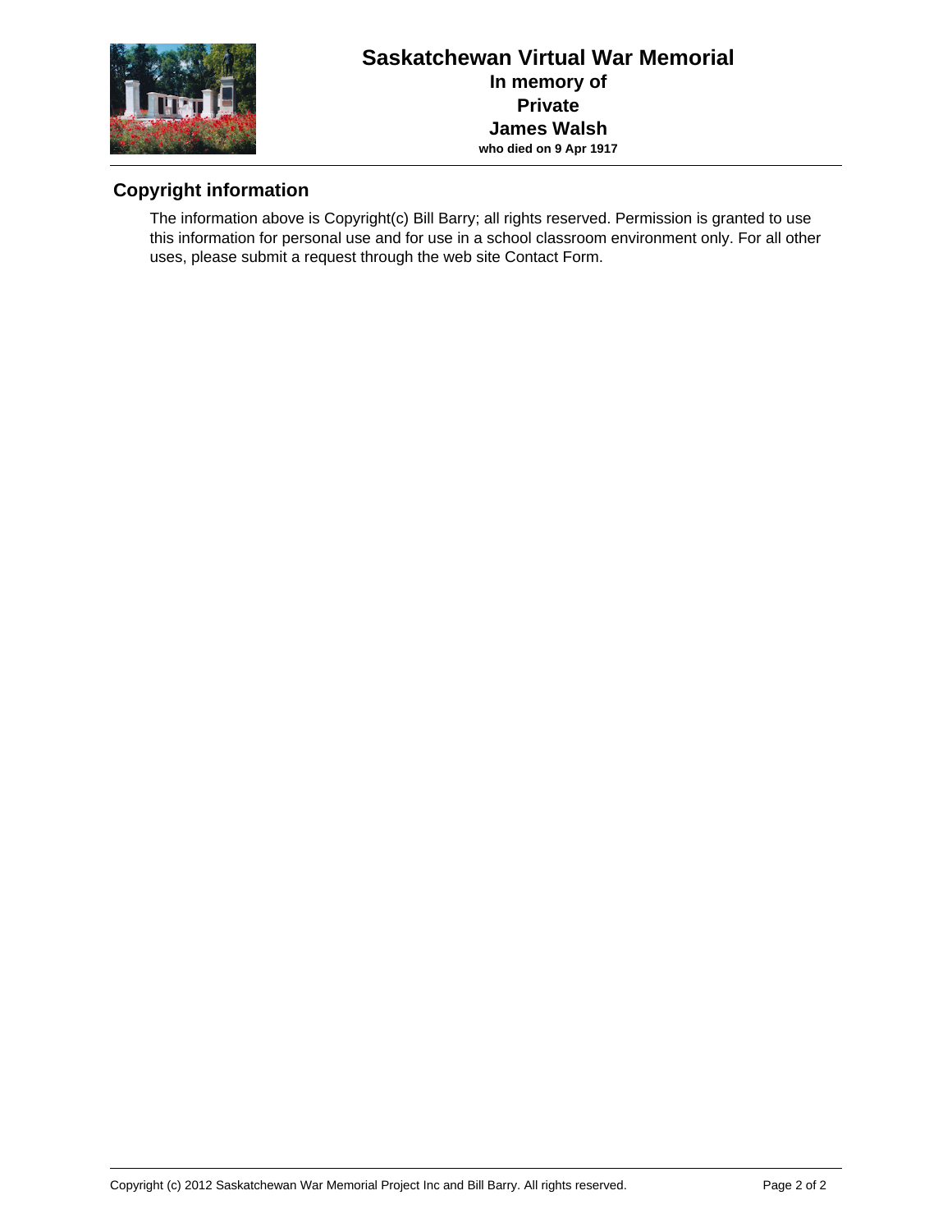## Copyright information

The information above is Copyright(c) Bill Barry; all rights reserved. Permission is granted to use this information for personal use and for use in a school classroom environment only. For all other uses, please submit a request through the web site Contact Form.